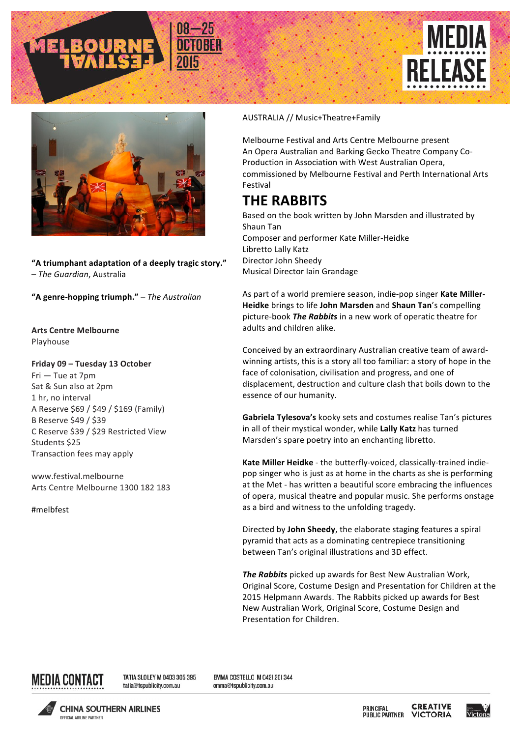MELBOURNE FESTIVAL 08—25 OCTOBER 2015

MEDIA RELEASE

AUSTRALIA // Music+Theatre+Family

Melbourne Festival and Arts Centre Melbourne present An Opera Australian and Barking Gecko Theatre Company Co-Production in Association with West Australian Opera, commissioned by Melbourne Festival and Perth International Arts Festival

# THE RABBITS

Based on the book written by John Marsden and illustrated by Shaun Tan
Composer and performer Kate Miller-Heidke
Libretto Lally Katz
Director John Sheedy
Musical Director Iain Grandage

**"A triumphant adaptation of a deeply tragic story."** – *The Guardian*, Australia

**"A genre-hopping triumph."** – *The Australian*

**Arts Centre Melbourne**
Playhouse

**Friday 09 – Tuesday 13 October**
Fri — Tue at 7pm
Sat & Sun also at 2pm
1 hr, no interval
A Reserve $69 / $49 / $169 (Family)
B Reserve $49 / $39
C Reserve $39 / $29 Restricted View
Students $25
Transaction fees may apply

www.festival.melbourne
Arts Centre Melbourne 1300 182 183

#melbfest

As part of a world premiere season, indie-pop singer **Kate Miller-Heidke** brings to life **John Marsden** and **Shaun Tan**'s compelling picture-book ***The Rabbits*** in a new work of operatic theatre for adults and children alike.

Conceived by an extraordinary Australian creative team of award-winning artists, this is a story all too familiar: a story of hope in the face of colonisation, civilisation and progress, and one of displacement, destruction and culture clash that boils down to the essence of our humanity.

**Gabriela Tylesova's** kooky sets and costumes realise Tan's pictures in all of their mystical wonder, while **Lally Katz** has turned Marsden's spare poetry into an enchanting libretto.

**Kate Miller Heidke** - the butterfly-voiced, classically-trained indie-pop singer who is just as at home in the charts as she is performing at the Met - has written a beautiful score embracing the influences of opera, musical theatre and popular music. She performs onstage as a bird and witness to the unfolding tragedy.

Directed by **John Sheedy**, the elaborate staging features a spiral pyramid that acts as a dominating centrepiece transitioning between Tan's original illustrations and 3D effect.

***The Rabbits*** picked up awards for Best New Australian Work, Original Score, Costume Design and Presentation for Children at the 2015 Helpmann Awards. The Rabbits picked up awards for Best New Australian Work, Original Score, Costume Design and Presentation for Children.

**MEDIA CONTACT**
TATIA SLOLEY M 0403 305 395 tatia@tspublicity.com.au
EMMA COSTELLO M 0421 201 344 emma@tspublicity.com.au

CHINA SOUTHERN AIRLINES OFFICIAL AIRLINE PARTNER
PRINCIPAL PUBLIC PARTNER CREATIVE VICTORIA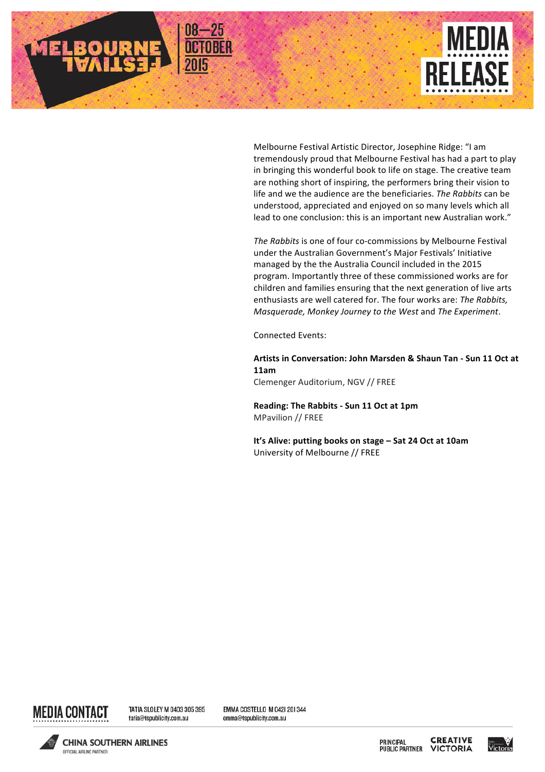Melbourne Festival Artistic Director, Josephine Ridge: "I am tremendously proud that Melbourne Festival has had a part to play in bringing this wonderful book to life on stage. The creative team are nothing short of inspiring, the performers bring their vision to life and we the audience are the beneficiaries. *The Rabbits* can be understood, appreciated and enjoyed on so many levels which all lead to one conclusion: this is an important new Australian work."

*The Rabbits* is one of four co-commissions by Melbourne Festival under the Australian Government's Major Festivals' Initiative managed by the the Australia Council included in the 2015 program. Importantly three of these commissioned works are for children and families ensuring that the next generation of live arts enthusiasts are well catered for. The four works are: *The Rabbits, Masquerade, Monkey Journey to the West* and *The Experiment*.

Connected Events:

**Artists in Conversation: John Marsden & Shaun Tan - Sun 11 Oct at 11am**
Clemenger Auditorium, NGV // FREE

**Reading: The Rabbits - Sun 11 Oct at 1pm**
MPavilion // FREE

**It's Alive: putting books on stage – Sat 24 Oct at 10am**
University of Melbourne // FREE

**MEDIA CONTACT**

TATIA SLOLEY M 0403 305 395
tatia@tspublicity.com.au

EMMA COSTELLO M 0421 201 344
emma@tspublicity.com.au